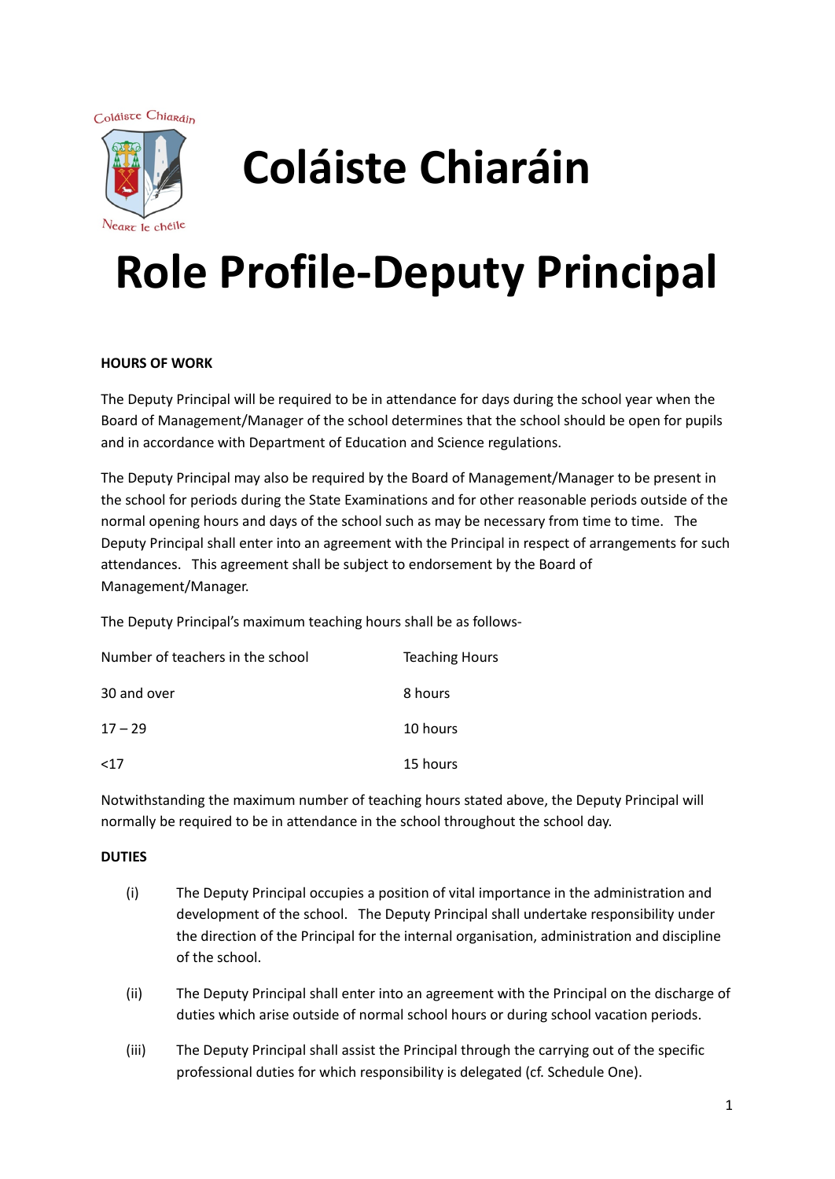# Coláiste Chiaráin

# Role Profile-Deputy Principal

**HOURS OF WORK**

The Deputy Principal will be required to be in attendance for days during the school year when the Board of Management/Manager of the school determines that the school should be open for pupils and in accordance with Department of Education and Science regulations.

The Deputy Principal may also be required by the Board of Management/Manager to be present in the school for periods during the State Examinations and for other reasonable periods outside of the normal opening hours and days of the school such as may be necessary from time to time. The Deputy Principal shall enter into an agreement with the Principal in respect of arrangements for such attendances. This agreement shall be subject to endorsement by the Board of Management/Manager.

The Deputy Principal's maximum teaching hours shall be as follows-

| Number of teachers in the school | Teaching Hours |
|---|---|
| 30 and over | 8 hours |
| 17 – 29 | 10 hours |
| <17 | 15 hours |

Notwithstanding the maximum number of teaching hours stated above, the Deputy Principal will normally be required to be in attendance in the school throughout the school day.

**DUTIES**

(i) The Deputy Principal occupies a position of vital importance in the administration and development of the school. The Deputy Principal shall undertake responsibility under the direction of the Principal for the internal organisation, administration and discipline of the school.

(ii) The Deputy Principal shall enter into an agreement with the Principal on the discharge of duties which arise outside of normal school hours or during school vacation periods.

(iii) The Deputy Principal shall assist the Principal through the carrying out of the specific professional duties for which responsibility is delegated (cf. Schedule One).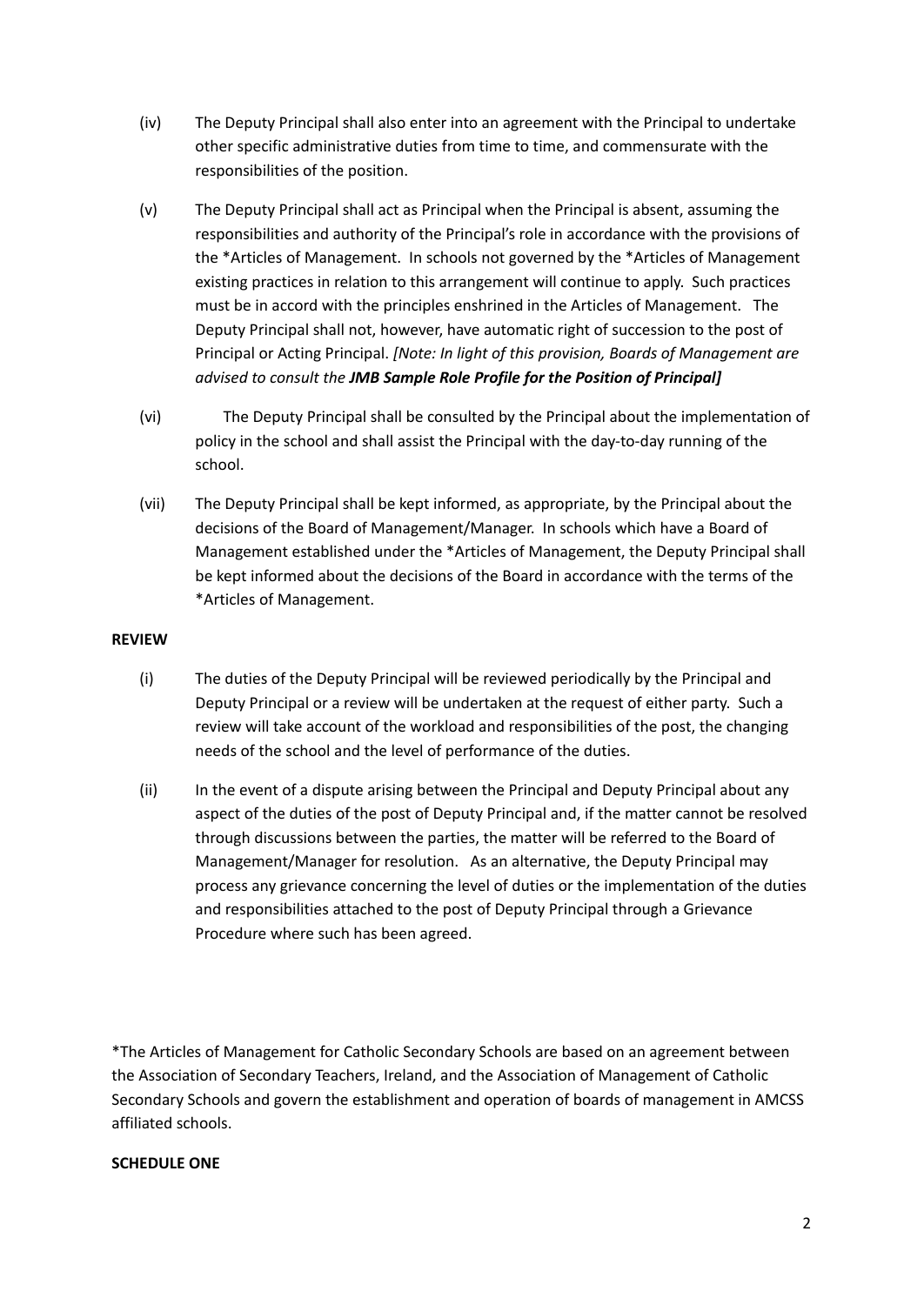(iv) The Deputy Principal shall also enter into an agreement with the Principal to undertake other specific administrative duties from time to time, and commensurate with the responsibilities of the position.

(v) The Deputy Principal shall act as Principal when the Principal is absent, assuming the responsibilities and authority of the Principal's role in accordance with the provisions of the *Articles of Management. In schools not governed by the *Articles of Management existing practices in relation to this arrangement will continue to apply. Such practices must be in accord with the principles enshrined in the Articles of Management. The Deputy Principal shall not, however, have automatic right of succession to the post of Principal or Acting Principal. *[Note: In light of this provision, Boards of Management are advised to consult the **JMB Sample Role Profile for the Position of Principal**]*

(vi) The Deputy Principal shall be consulted by the Principal about the implementation of policy in the school and shall assist the Principal with the day-to-day running of the school.

(vii) The Deputy Principal shall be kept informed, as appropriate, by the Principal about the decisions of the Board of Management/Manager. In schools which have a Board of Management established under the *Articles of Management, the Deputy Principal shall be kept informed about the decisions of the Board in accordance with the terms of the *Articles of Management.

**REVIEW**

(i) The duties of the Deputy Principal will be reviewed periodically by the Principal and Deputy Principal or a review will be undertaken at the request of either party. Such a review will take account of the workload and responsibilities of the post, the changing needs of the school and the level of performance of the duties.

(ii) In the event of a dispute arising between the Principal and Deputy Principal about any aspect of the duties of the post of Deputy Principal and, if the matter cannot be resolved through discussions between the parties, the matter will be referred to the Board of Management/Manager for resolution. As an alternative, the Deputy Principal may process any grievance concerning the level of duties or the implementation of the duties and responsibilities attached to the post of Deputy Principal through a Grievance Procedure where such has been agreed.

*The Articles of Management for Catholic Secondary Schools are based on an agreement between the Association of Secondary Teachers, Ireland, and the Association of Management of Catholic Secondary Schools and govern the establishment and operation of boards of management in AMCSS affiliated schools.

**SCHEDULE ONE**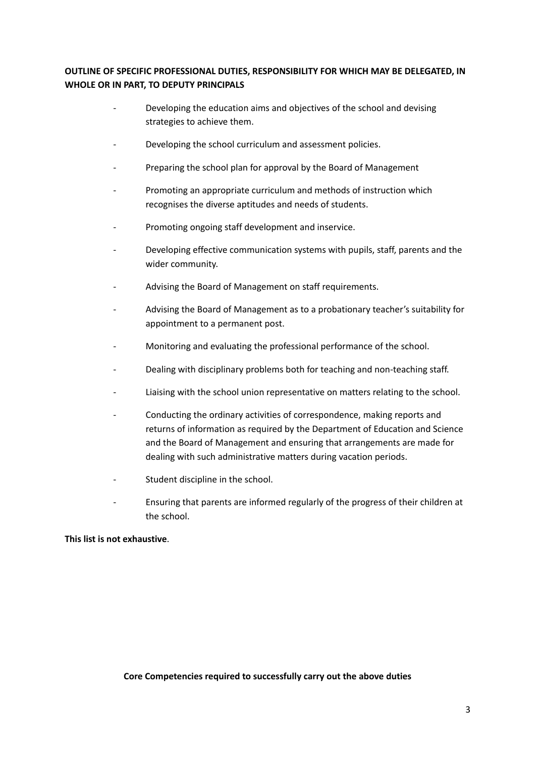**OUTLINE OF SPECIFIC PROFESSIONAL DUTIES, RESPONSIBILITY FOR WHICH MAY BE DELEGATED, IN WHOLE OR IN PART, TO DEPUTY PRINCIPALS**

- Developing the education aims and objectives of the school and devising strategies to achieve them.
- Developing the school curriculum and assessment policies.
- Preparing the school plan for approval by the Board of Management
- Promoting an appropriate curriculum and methods of instruction which recognises the diverse aptitudes and needs of students.
- Promoting ongoing staff development and inservice.
- Developing effective communication systems with pupils, staff, parents and the wider community.
- Advising the Board of Management on staff requirements.
- Advising the Board of Management as to a probationary teacher's suitability for appointment to a permanent post.
- Monitoring and evaluating the professional performance of the school.
- Dealing with disciplinary problems both for teaching and non-teaching staff.
- Liaising with the school union representative on matters relating to the school.
- Conducting the ordinary activities of correspondence, making reports and returns of information as required by the Department of Education and Science and the Board of Management and ensuring that arrangements are made for dealing with such administrative matters during vacation periods.
- Student discipline in the school.
- Ensuring that parents are informed regularly of the progress of their children at the school.

**This list is not exhaustive**.

**Core Competencies required to successfully carry out the above duties**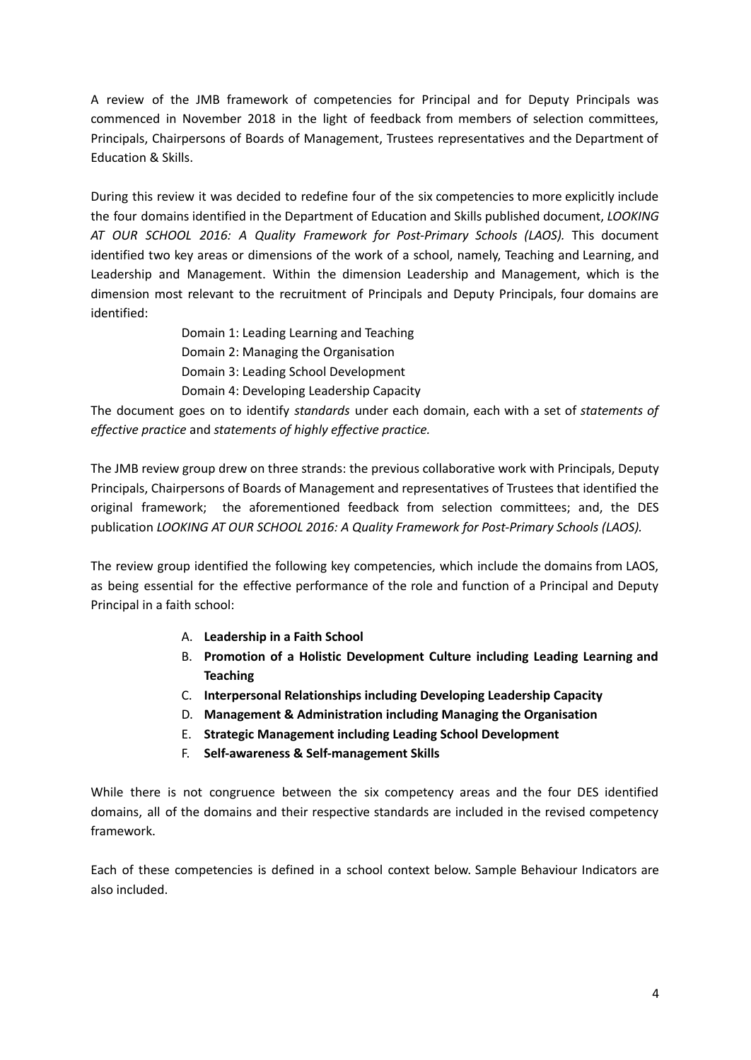A review of the JMB framework of competencies for Principal and for Deputy Principals was commenced in November 2018 in the light of feedback from members of selection committees, Principals, Chairpersons of Boards of Management, Trustees representatives and the Department of Education & Skills.

During this review it was decided to redefine four of the six competencies to more explicitly include the four domains identified in the Department of Education and Skills published document, *LOOKING AT OUR SCHOOL 2016: A Quality Framework for Post-Primary Schools (LAOS).* This document identified two key areas or dimensions of the work of a school, namely, Teaching and Learning, and Leadership and Management. Within the dimension Leadership and Management, which is the dimension most relevant to the recruitment of Principals and Deputy Principals, four domains are identified:

Domain 1: Leading Learning and Teaching
Domain 2: Managing the Organisation
Domain 3: Leading School Development
Domain 4: Developing Leadership Capacity

The document goes on to identify *standards* under each domain, each with a set of *statements of effective practice* and *statements of highly effective practice.*

The JMB review group drew on three strands: the previous collaborative work with Principals, Deputy Principals, Chairpersons of Boards of Management and representatives of Trustees that identified the original framework; the aforementioned feedback from selection committees; and, the DES publication *LOOKING AT OUR SCHOOL 2016: A Quality Framework for Post-Primary Schools (LAOS).*

The review group identified the following key competencies, which include the domains from LAOS, as being essential for the effective performance of the role and function of a Principal and Deputy Principal in a faith school:

A. **Leadership in a Faith School**
B. **Promotion of a Holistic Development Culture including Leading Learning and Teaching**
C. **Interpersonal Relationships including Developing Leadership Capacity**
D. **Management & Administration including Managing the Organisation**
E. **Strategic Management including Leading School Development**
F. **Self-awareness & Self-management Skills**

While there is not congruence between the six competency areas and the four DES identified domains, all of the domains and their respective standards are included in the revised competency framework.

Each of these competencies is defined in a school context below. Sample Behaviour Indicators are also included.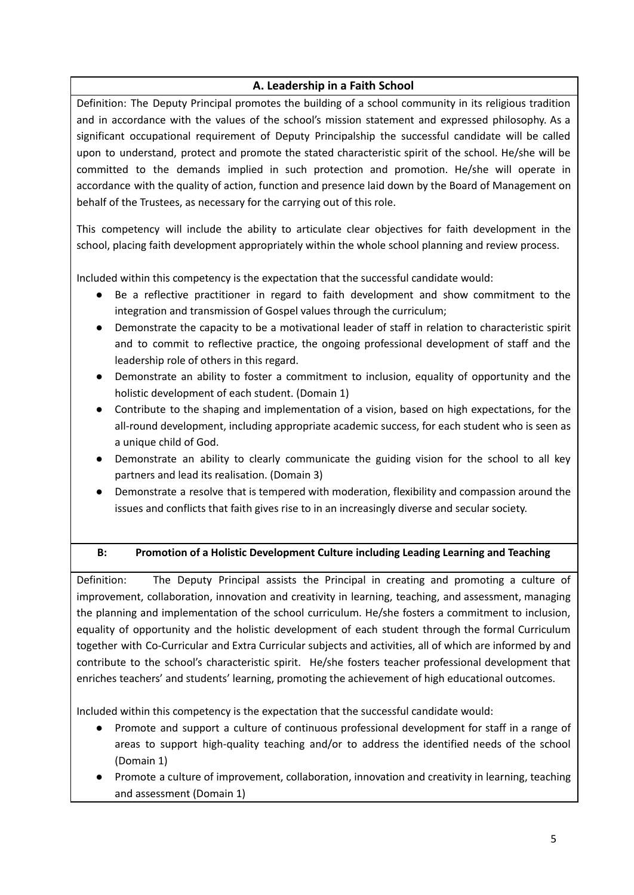### A. Leadership in a Faith School

Definition: The Deputy Principal promotes the building of a school community in its religious tradition and in accordance with the values of the school's mission statement and expressed philosophy. As a significant occupational requirement of Deputy Principalship the successful candidate will be called upon to understand, protect and promote the stated characteristic spirit of the school. He/she will be committed to the demands implied in such protection and promotion. He/she will operate in accordance with the quality of action, function and presence laid down by the Board of Management on behalf of the Trustees, as necessary for the carrying out of this role.

This competency will include the ability to articulate clear objectives for faith development in the school, placing faith development appropriately within the whole school planning and review process.

Included within this competency is the expectation that the successful candidate would:

- Be a reflective practitioner in regard to faith development and show commitment to the integration and transmission of Gospel values through the curriculum;
- Demonstrate the capacity to be a motivational leader of staff in relation to characteristic spirit and to commit to reflective practice, the ongoing professional development of staff and the leadership role of others in this regard.
- Demonstrate an ability to foster a commitment to inclusion, equality of opportunity and the holistic development of each student. (Domain 1)
- Contribute to the shaping and implementation of a vision, based on high expectations, for the all-round development, including appropriate academic success, for each student who is seen as a unique child of God.
- Demonstrate an ability to clearly communicate the guiding vision for the school to all key partners and lead its realisation. (Domain 3)
- Demonstrate a resolve that is tempered with moderation, flexibility and compassion around the issues and conflicts that faith gives rise to in an increasingly diverse and secular society.

### B: Promotion of a Holistic Development Culture including Leading Learning and Teaching

Definition: The Deputy Principal assists the Principal in creating and promoting a culture of improvement, collaboration, innovation and creativity in learning, teaching, and assessment, managing the planning and implementation of the school curriculum. He/she fosters a commitment to inclusion, equality of opportunity and the holistic development of each student through the formal Curriculum together with Co-Curricular and Extra Curricular subjects and activities, all of which are informed by and contribute to the school's characteristic spirit. He/she fosters teacher professional development that enriches teachers' and students' learning, promoting the achievement of high educational outcomes.

Included within this competency is the expectation that the successful candidate would:

- Promote and support a culture of continuous professional development for staff in a range of areas to support high-quality teaching and/or to address the identified needs of the school (Domain 1)
- Promote a culture of improvement, collaboration, innovation and creativity in learning, teaching and assessment (Domain 1)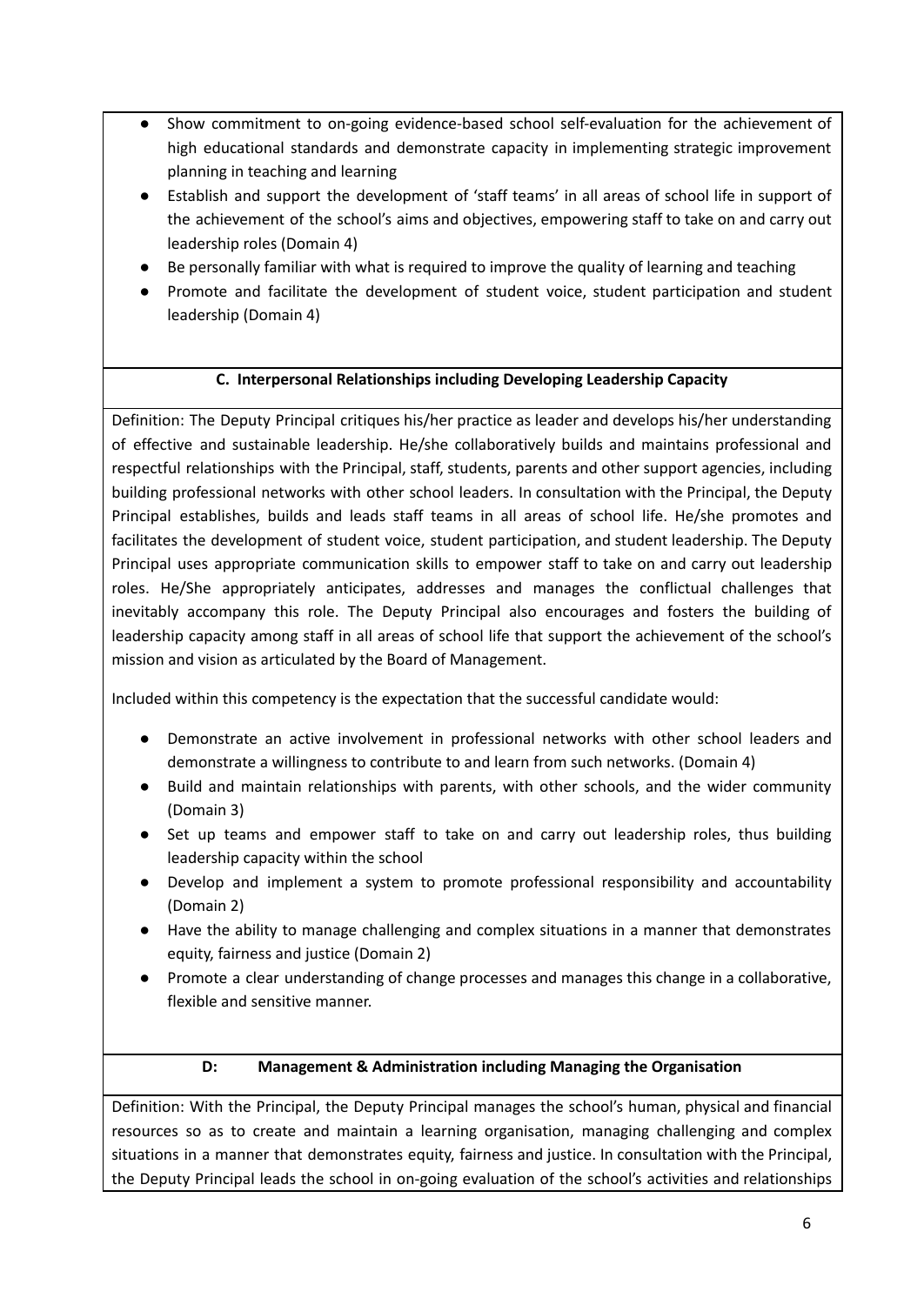- Show commitment to on-going evidence-based school self-evaluation for the achievement of high educational standards and demonstrate capacity in implementing strategic improvement planning in teaching and learning
- Establish and support the development of 'staff teams' in all areas of school life in support of the achievement of the school's aims and objectives, empowering staff to take on and carry out leadership roles (Domain 4)
- Be personally familiar with what is required to improve the quality of learning and teaching
- Promote and facilitate the development of student voice, student participation and student leadership (Domain 4)

### C. Interpersonal Relationships including Developing Leadership Capacity

Definition: The Deputy Principal critiques his/her practice as leader and develops his/her understanding of effective and sustainable leadership. He/she collaboratively builds and maintains professional and respectful relationships with the Principal, staff, students, parents and other support agencies, including building professional networks with other school leaders. In consultation with the Principal, the Deputy Principal establishes, builds and leads staff teams in all areas of school life. He/she promotes and facilitates the development of student voice, student participation, and student leadership. The Deputy Principal uses appropriate communication skills to empower staff to take on and carry out leadership roles. He/She appropriately anticipates, addresses and manages the conflictual challenges that inevitably accompany this role. The Deputy Principal also encourages and fosters the building of leadership capacity among staff in all areas of school life that support the achievement of the school's mission and vision as articulated by the Board of Management.

Included within this competency is the expectation that the successful candidate would:

- Demonstrate an active involvement in professional networks with other school leaders and demonstrate a willingness to contribute to and learn from such networks. (Domain 4)
- Build and maintain relationships with parents, with other schools, and the wider community (Domain 3)
- Set up teams and empower staff to take on and carry out leadership roles, thus building leadership capacity within the school
- Develop and implement a system to promote professional responsibility and accountability (Domain 2)
- Have the ability to manage challenging and complex situations in a manner that demonstrates equity, fairness and justice (Domain 2)
- Promote a clear understanding of change processes and manages this change in a collaborative, flexible and sensitive manner.

### D: Management & Administration including Managing the Organisation

Definition: With the Principal, the Deputy Principal manages the school's human, physical and financial resources so as to create and maintain a learning organisation, managing challenging and complex situations in a manner that demonstrates equity, fairness and justice. In consultation with the Principal, the Deputy Principal leads the school in on-going evaluation of the school's activities and relationships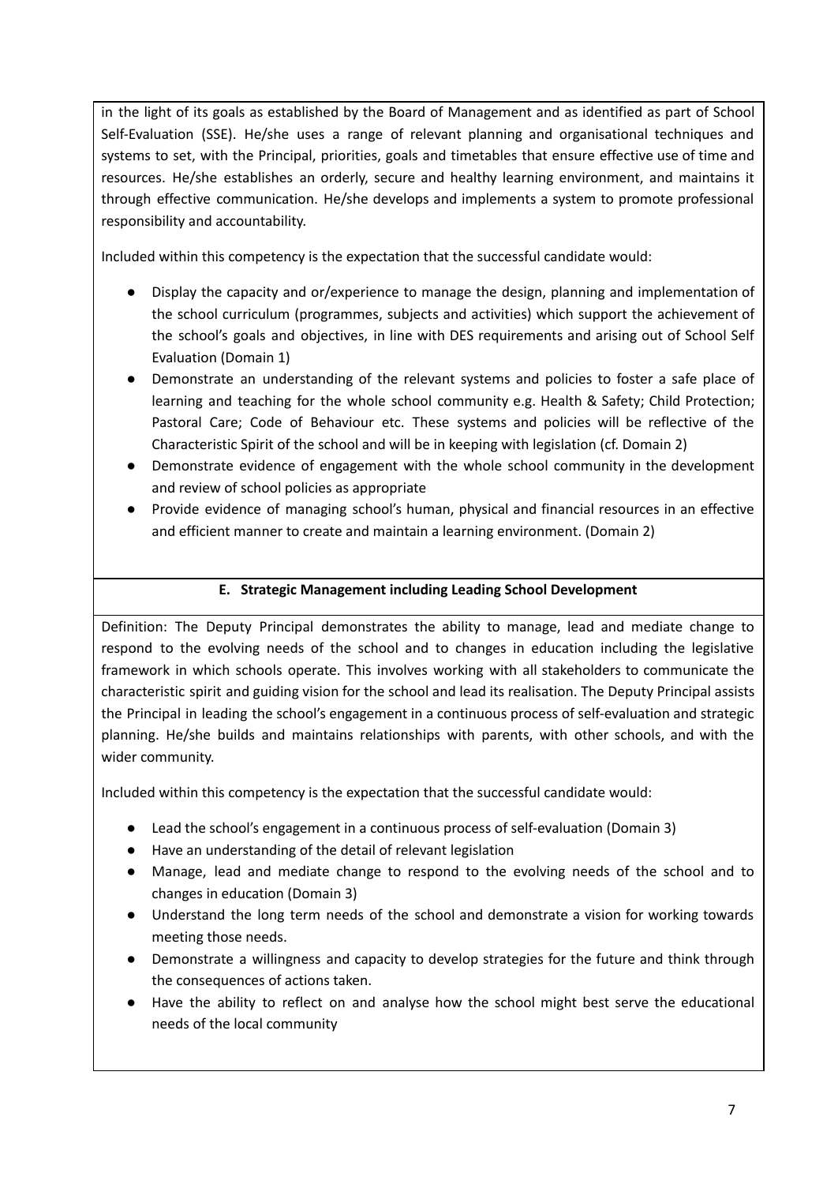in the light of its goals as established by the Board of Management and as identified as part of School Self-Evaluation (SSE). He/she uses a range of relevant planning and organisational techniques and systems to set, with the Principal, priorities, goals and timetables that ensure effective use of time and resources. He/she establishes an orderly, secure and healthy learning environment, and maintains it through effective communication. He/she develops and implements a system to promote professional responsibility and accountability.

Included within this competency is the expectation that the successful candidate would:

- Display the capacity and or/experience to manage the design, planning and implementation of the school curriculum (programmes, subjects and activities) which support the achievement of the school's goals and objectives, in line with DES requirements and arising out of School Self Evaluation (Domain 1)
- Demonstrate an understanding of the relevant systems and policies to foster a safe place of learning and teaching for the whole school community e.g. Health & Safety; Child Protection; Pastoral Care; Code of Behaviour etc. These systems and policies will be reflective of the Characteristic Spirit of the school and will be in keeping with legislation (cf. Domain 2)
- Demonstrate evidence of engagement with the whole school community in the development and review of school policies as appropriate
- Provide evidence of managing school's human, physical and financial resources in an effective and efficient manner to create and maintain a learning environment. (Domain 2)

### E. Strategic Management including Leading School Development

Definition: The Deputy Principal demonstrates the ability to manage, lead and mediate change to respond to the evolving needs of the school and to changes in education including the legislative framework in which schools operate. This involves working with all stakeholders to communicate the characteristic spirit and guiding vision for the school and lead its realisation. The Deputy Principal assists the Principal in leading the school's engagement in a continuous process of self-evaluation and strategic planning. He/she builds and maintains relationships with parents, with other schools, and with the wider community.

Included within this competency is the expectation that the successful candidate would:

- Lead the school's engagement in a continuous process of self-evaluation (Domain 3)
- Have an understanding of the detail of relevant legislation
- Manage, lead and mediate change to respond to the evolving needs of the school and to changes in education (Domain 3)
- Understand the long term needs of the school and demonstrate a vision for working towards meeting those needs.
- Demonstrate a willingness and capacity to develop strategies for the future and think through the consequences of actions taken.
- Have the ability to reflect on and analyse how the school might best serve the educational needs of the local community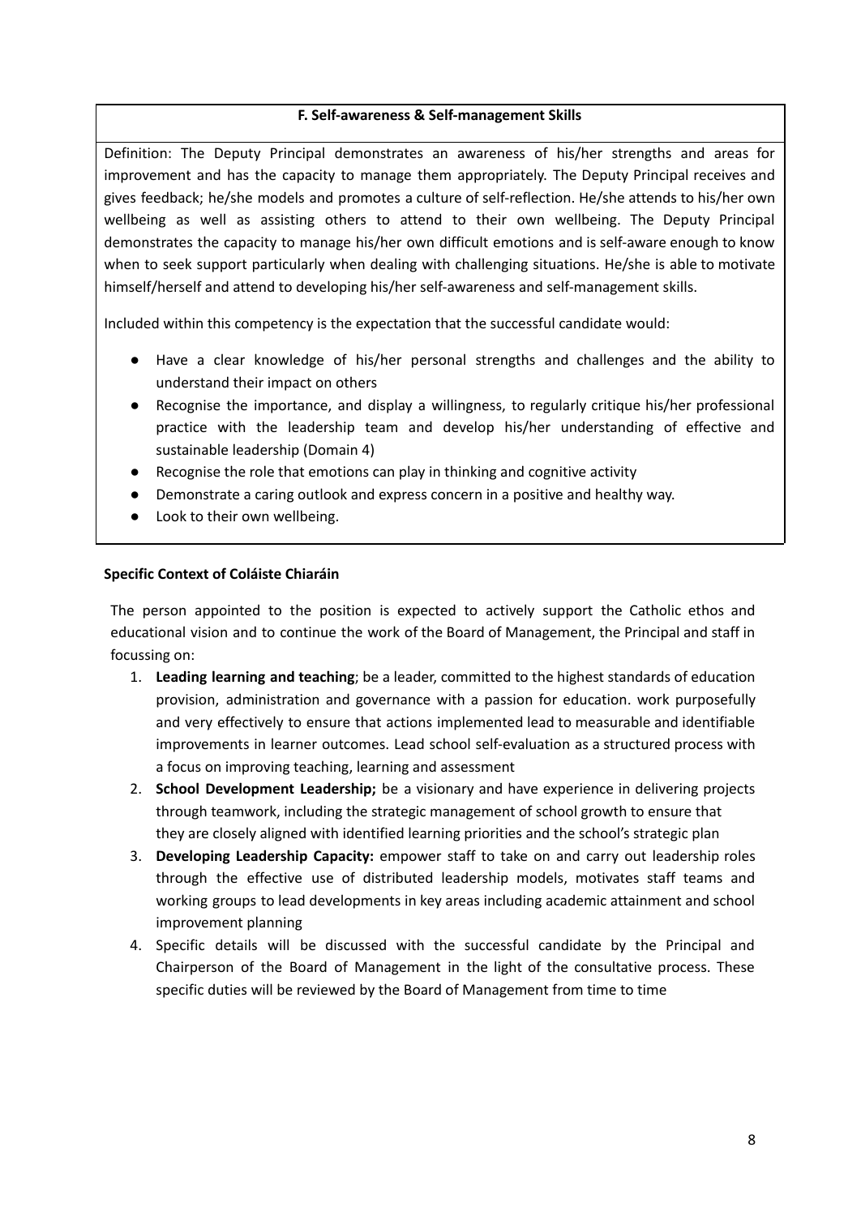**F. Self-awareness & Self-management Skills**

Definition: The Deputy Principal demonstrates an awareness of his/her strengths and areas for improvement and has the capacity to manage them appropriately. The Deputy Principal receives and gives feedback; he/she models and promotes a culture of self-reflection. He/she attends to his/her own wellbeing as well as assisting others to attend to their own wellbeing. The Deputy Principal demonstrates the capacity to manage his/her own difficult emotions and is self-aware enough to know when to seek support particularly when dealing with challenging situations. He/she is able to motivate himself/herself and attend to developing his/her self-awareness and self-management skills.

Included within this competency is the expectation that the successful candidate would:

- Have a clear knowledge of his/her personal strengths and challenges and the ability to understand their impact on others
- Recognise the importance, and display a willingness, to regularly critique his/her professional practice with the leadership team and develop his/her understanding of effective and sustainable leadership (Domain 4)
- Recognise the role that emotions can play in thinking and cognitive activity
- Demonstrate a caring outlook and express concern in a positive and healthy way.
- Look to their own wellbeing.

**Specific Context of Coláiste Chiaráin**

The person appointed to the position is expected to actively support the Catholic ethos and educational vision and to continue the work of the Board of Management, the Principal and staff in focussing on:

1. **Leading learning and teaching**; be a leader, committed to the highest standards of education provision, administration and governance with a passion for education. work purposefully and very effectively to ensure that actions implemented lead to measurable and identifiable improvements in learner outcomes. Lead school self-evaluation as a structured process with a focus on improving teaching, learning and assessment
2. **School Development Leadership;** be a visionary and have experience in delivering projects through teamwork, including the strategic management of school growth to ensure that they are closely aligned with identified learning priorities and the school's strategic plan
3. **Developing Leadership Capacity:** empower staff to take on and carry out leadership roles through the effective use of distributed leadership models, motivates staff teams and working groups to lead developments in key areas including academic attainment and school improvement planning
4. Specific details will be discussed with the successful candidate by the Principal and Chairperson of the Board of Management in the light of the consultative process. These specific duties will be reviewed by the Board of Management from time to time